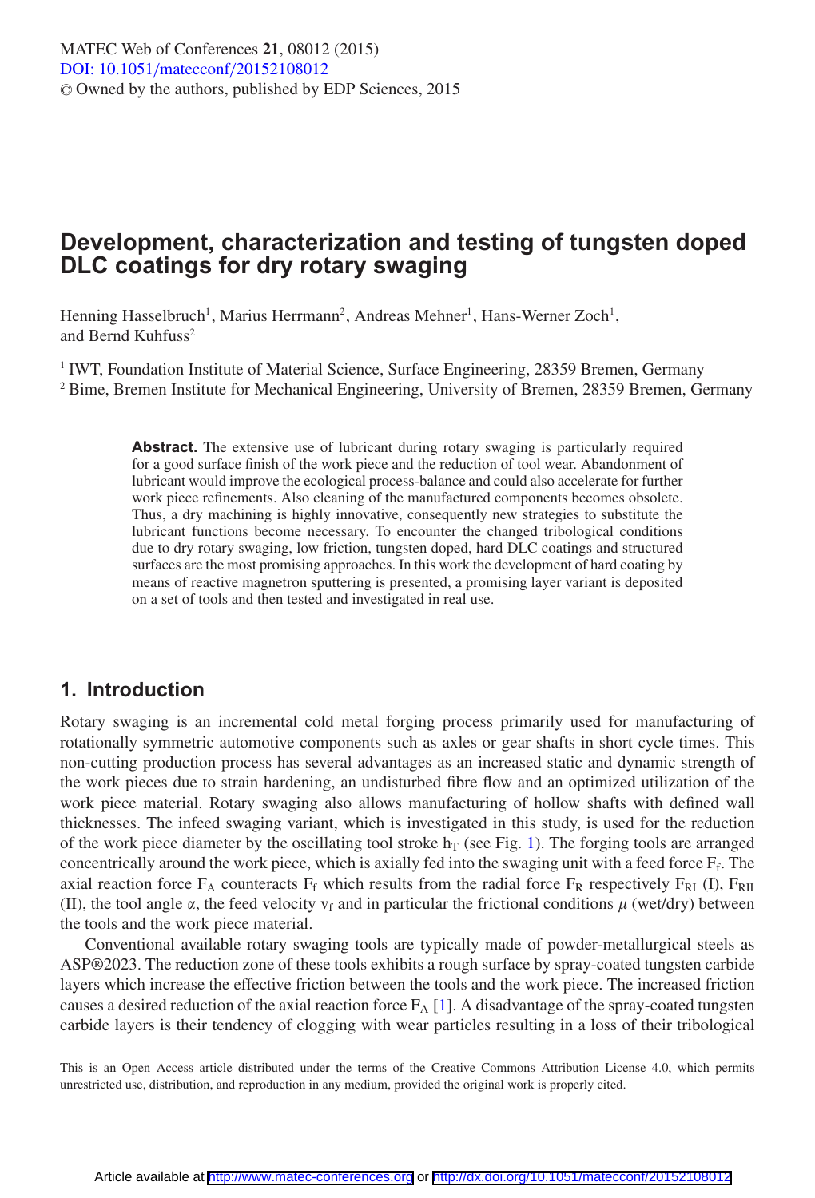# Development, characterization and testing of tungsten doped DLC coatings for dry rotary swaging

Henning Hasselbruch[1], Marius Herrmann[2], Andreas Mehner[1], Hans-Werner Zoch[1], and Bernd Kuhfuss[2]

[1] IWT, Foundation Institute of Material Science, Surface Engineering, 28359 Bremen, Germany
[2] Bime, Bremen Institute for Mechanical Engineering, University of Bremen, 28359 Bremen, Germany

**Abstract.** The extensive use of lubricant during rotary swaging is particularly required for a good surface finish of the work piece and the reduction of tool wear. Abandonment of lubricant would improve the ecological process-balance and could also accelerate for further work piece refinements. Also cleaning of the manufactured components becomes obsolete. Thus, a dry machining is highly innovative, consequently new strategies to substitute the lubricant functions become necessary. To encounter the changed tribological conditions due to dry rotary swaging, low friction, tungsten doped, hard DLC coatings and structured surfaces are the most promising approaches. In this work the development of hard coating by means of reactive magnetron sputtering is presented, a promising layer variant is deposited on a set of tools and then tested and investigated in real use.

## 1. Introduction

Rotary swaging is an incremental cold metal forging process primarily used for manufacturing of rotationally symmetric automotive components such as axles or gear shafts in short cycle times. This non-cutting production process has several advantages as an increased static and dynamic strength of the work pieces due to strain hardening, an undisturbed fibre flow and an optimized utilization of the work piece material. Rotary swaging also allows manufacturing of hollow shafts with defined wall thicknesses. The infeed swaging variant, which is investigated in this study, is used for the reduction of the work piece diameter by the oscillating tool stroke $h_T$ (see Fig. 1). The forging tools are arranged concentrically around the work piece, which is axially fed into the swaging unit with a feed force $F_f$. The axial reaction force $F_A$ counteracts $F_f$ which results from the radial force $F_R$ respectively $F_{RI}$ (I), $F_{RII}$ (II), the tool angle $\alpha$, the feed velocity $v_f$ and in particular the frictional conditions $\mu$ (wet/dry) between the tools and the work piece material.

Conventional available rotary swaging tools are typically made of powder-metallurgical steels as ASP®2023. The reduction zone of these tools exhibits a rough surface by spray-coated tungsten carbide layers which increase the effective friction between the tools and the work piece. The increased friction causes a desired reduction of the axial reaction force $F_A$ [1]. A disadvantage of the spray-coated tungsten carbide layers is their tendency of clogging with wear particles resulting in a loss of their tribological

This is an Open Access article distributed under the terms of the Creative Commons Attribution License 4.0, which permits unrestricted use, distribution, and reproduction in any medium, provided the original work is properly cited.

Article available at http://www.matec-conferences.org or http://dx.doi.org/10.1051/matecconf/20152108012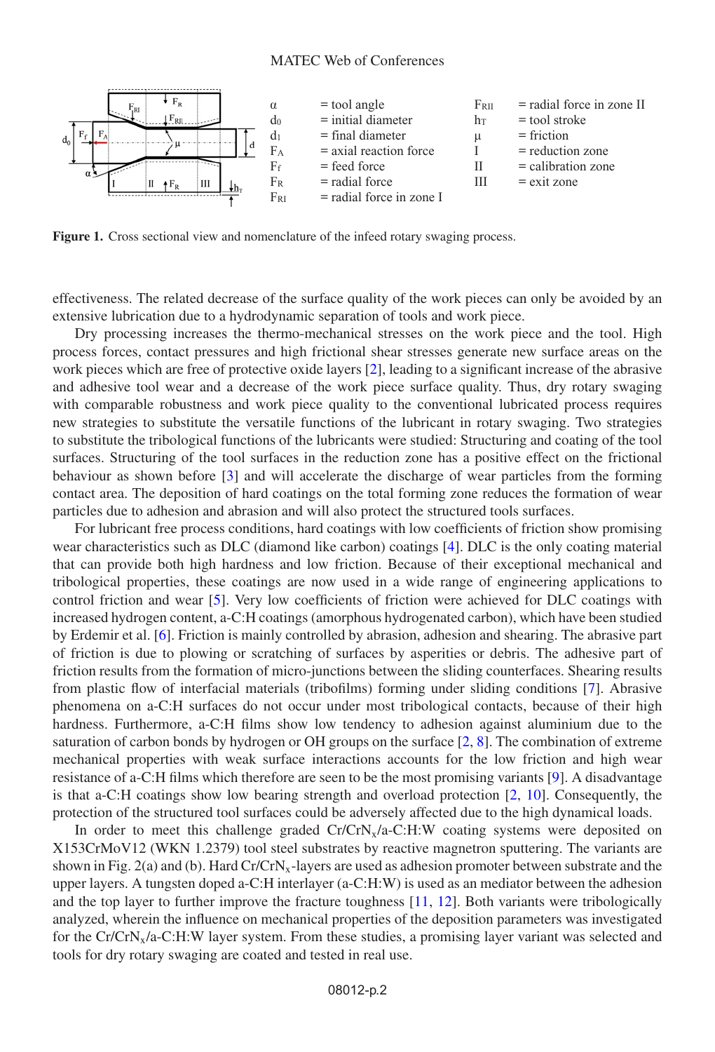| | | | |
|---|---|---|---|
| $\alpha$ | = tool angle | $F_{RII}$ | = radial force in zone II |
| $d_0$ | = initial diameter | $h_T$ | = tool stroke |
| $d_1$ | = final diameter | $\mu$ | = friction |
| $F_A$ | = axial reaction force | I | = reduction zone |
| $F_f$ | = feed force | II | = calibration zone |
| $F_R$ | = radial force | III | = exit zone |
| $F_{RI}$ | = radial force in zone I | | |

**Figure 1.** Cross sectional view and nomenclature of the infeed rotary swaging process.

effectiveness. The related decrease of the surface quality of the work pieces can only be avoided by an extensive lubrication due to a hydrodynamic separation of tools and work piece.

Dry processing increases the thermo-mechanical stresses on the work piece and the tool. High process forces, contact pressures and high frictional shear stresses generate new surface areas on the work pieces which are free of protective oxide layers [2], leading to a significant increase of the abrasive and adhesive tool wear and a decrease of the work piece surface quality. Thus, dry rotary swaging with comparable robustness and work piece quality to the conventional lubricated process requires new strategies to substitute the versatile functions of the lubricant in rotary swaging. Two strategies to substitute the tribological functions of the lubricants were studied: Structuring and coating of the tool surfaces. Structuring of the tool surfaces in the reduction zone has a positive effect on the frictional behaviour as shown before [3] and will accelerate the discharge of wear particles from the forming contact area. The deposition of hard coatings on the total forming zone reduces the formation of wear particles due to adhesion and abrasion and will also protect the structured tools surfaces.

For lubricant free process conditions, hard coatings with low coefficients of friction show promising wear characteristics such as DLC (diamond like carbon) coatings [4]. DLC is the only coating material that can provide both high hardness and low friction. Because of their exceptional mechanical and tribological properties, these coatings are now used in a wide range of engineering applications to control friction and wear [5]. Very low coefficients of friction were achieved for DLC coatings with increased hydrogen content, a-C:H coatings (amorphous hydrogenated carbon), which have been studied by Erdemir et al. [6]. Friction is mainly controlled by abrasion, adhesion and shearing. The abrasive part of friction is due to plowing or scratching of surfaces by asperities or debris. The adhesive part of friction results from the formation of micro-junctions between the sliding counterfaces. Shearing results from plastic flow of interfacial materials (tribofilms) forming under sliding conditions [7]. Abrasive phenomena on a-C:H surfaces do not occur under most tribological contacts, because of their high hardness. Furthermore, a-C:H films show low tendency to adhesion against aluminium due to the saturation of carbon bonds by hydrogen or OH groups on the surface [2, 8]. The combination of extreme mechanical properties with weak surface interactions accounts for the low friction and high wear resistance of a-C:H films which therefore are seen to be the most promising variants [9]. A disadvantage is that a-C:H coatings show low bearing strength and overload protection [2, 10]. Consequently, the protection of the structured tool surfaces could be adversely affected due to the high dynamical loads.

In order to meet this challenge graded Cr/CrN$_x$/a-C:H:W coating systems were deposited on X153CrMoV12 (WKN 1.2379) tool steel substrates by reactive magnetron sputtering. The variants are shown in Fig. 2(a) and (b). Hard Cr/CrN$_x$-layers are used as adhesion promoter between substrate and the upper layers. A tungsten doped a-C:H interlayer (a-C:H:W) is used as an mediator between the adhesion and the top layer to further improve the fracture toughness [11, 12]. Both variants were tribologically analyzed, wherein the influence on mechanical properties of the deposition parameters was investigated for the Cr/CrN$_x$/a-C:H:W layer system. From these studies, a promising layer variant was selected and tools for dry rotary swaging are coated and tested in real use.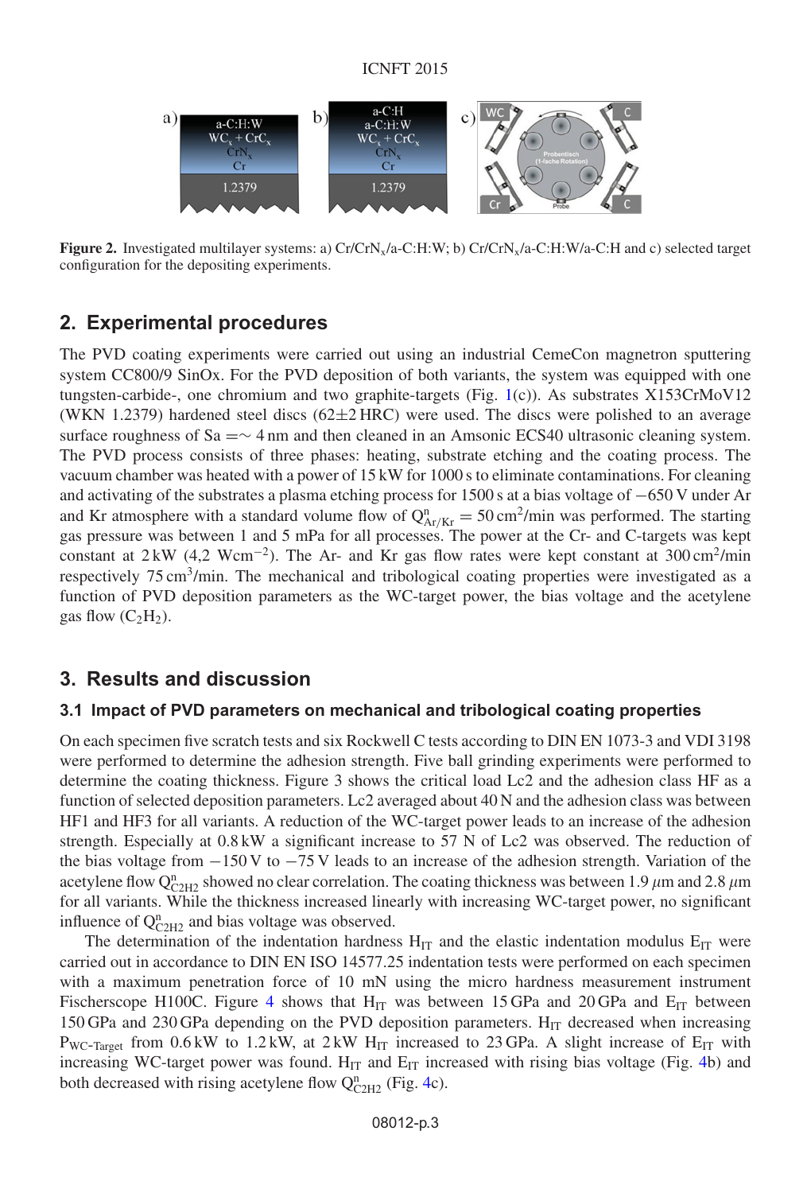**Figure 2.** Investigated multilayer systems: a) Cr/$CrN_x$/a-C:H:W; b) Cr/$CrN_x$/a-C:H:W/a-C:H and c) selected target configuration for the depositing experiments.

## 2. Experimental procedures

The PVD coating experiments were carried out using an industrial CemeCon magnetron sputtering system CC800/9 SinOx. For the PVD deposition of both variants, the system was equipped with one tungsten-carbide-, one chromium and two graphite-targets (Fig. 1(c)). As substrates X153CrMoV12 (WKN 1.2379) hardened steel discs (62±2 HRC) were used. The discs were polished to an average surface roughness of Sa =∼ 4 nm and then cleaned in an Amsonic ECS40 ultrasonic cleaning system. The PVD process consists of three phases: heating, substrate etching and the coating process. The vacuum chamber was heated with a power of 15 kW for 1000 s to eliminate contaminations. For cleaning and activating of the substrates a plasma etching process for 1500 s at a bias voltage of −650 V under Ar and Kr atmosphere with a standard volume flow of $Q^{n}_{Ar/Kr} = 50\,cm^2/min$ was performed. The starting gas pressure was between 1 and 5 mPa for all processes. The power at the Cr- and C-targets was kept constant at 2 kW (4,2 $Wcm^{-2}$). The Ar- and Kr gas flow rates were kept constant at 300 $cm^2$/min respectively 75 $cm^3$/min. The mechanical and tribological coating properties were investigated as a function of PVD deposition parameters as the WC-target power, the bias voltage and the acetylene gas flow ($C_2H_2$).

## 3. Results and discussion

### 3.1 Impact of PVD parameters on mechanical and tribological coating properties

On each specimen five scratch tests and six Rockwell C tests according to DIN EN 1073-3 and VDI 3198 were performed to determine the adhesion strength. Five ball grinding experiments were performed to determine the coating thickness. Figure 3 shows the critical load Lc2 and the adhesion class HF as a function of selected deposition parameters. Lc2 averaged about 40 N and the adhesion class was between HF1 and HF3 for all variants. A reduction of the WC-target power leads to an increase of the adhesion strength. Especially at 0.8 kW a significant increase to 57 N of Lc2 was observed. The reduction of the bias voltage from −150 V to −75 V leads to an increase of the adhesion strength. Variation of the acetylene flow $Q^{n}_{C2H2}$ showed no clear correlation. The coating thickness was between 1.9 $\mu$m and 2.8 $\mu$m for all variants. While the thickness increased linearly with increasing WC-target power, no significant influence of $Q^{n}_{C2H2}$ and bias voltage was observed.

The determination of the indentation hardness $H_{IT}$ and the elastic indentation modulus $E_{IT}$ were carried out in accordance to DIN EN ISO 14577.25 indentation tests were performed on each specimen with a maximum penetration force of 10 mN using the micro hardness measurement instrument Fischerscope H100C. Figure 4 shows that $H_{IT}$ was between 15 GPa and 20 GPa and $E_{IT}$ between 150 GPa and 230 GPa depending on the PVD deposition parameters. $H_{IT}$ decreased when increasing $P_{WC\text{-}Target}$ from 0.6 kW to 1.2 kW, at 2 kW $H_{IT}$ increased to 23 GPa. A slight increase of $E_{IT}$ with increasing WC-target power was found. $H_{IT}$ and $E_{IT}$ increased with rising bias voltage (Fig. 4b) and both decreased with rising acetylene flow $Q^{n}_{C2H2}$ (Fig. 4c).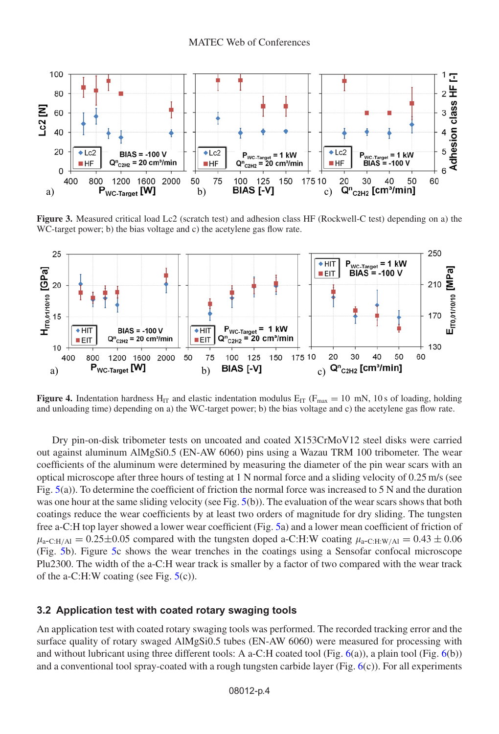**Figure 3.** Measured critical load Lc2 (scratch test) and adhesion class HF (Rockwell-C test) depending on a) the WC-target power; b) the bias voltage and c) the acetylene gas flow rate.

**Figure 4.** Indentation hardness $H_{IT}$ and elastic indentation modulus $E_{IT}$ ($F_{max} = 10$ mN, 10 s of loading, holding and unloading time) depending on a) the WC-target power; b) the bias voltage and c) the acetylene gas flow rate.

Dry pin-on-disk tribometer tests on uncoated and coated X153CrMoV12 steel disks were carried out against aluminum AlMgSi0.5 (EN-AW 6060) pins using a Wazau TRM 100 tribometer. The wear coefficients of the aluminum were determined by measuring the diameter of the pin wear scars with an optical microscope after three hours of testing at 1 N normal force and a sliding velocity of 0.25 m/s (see Fig. 5(a)). To determine the coefficient of friction the normal force was increased to 5 N and the duration was one hour at the same sliding velocity (see Fig. 5(b)). The evaluation of the wear scars shows that both coatings reduce the wear coefficients by at least two orders of magnitude for dry sliding. The tungsten free a-C:H top layer showed a lower wear coefficient (Fig. 5a) and a lower mean coefficient of friction of $\mu_{a\text{-}C:H/Al} = 0.25 \pm 0.05$ compared with the tungsten doped a-C:H:W coating $\mu_{a\text{-}C:H:W/Al} = 0.43 \pm 0.06$ (Fig. 5b). Figure 5c shows the wear trenches in the coatings using a Sensofar confocal microscope Plu2300. The width of the a-C:H wear track is smaller by a factor of two compared with the wear track of the a-C:H:W coating (see Fig. 5(c)).

### 3.2 Application test with coated rotary swaging tools

An application test with coated rotary swaging tools was performed. The recorded tracking error and the surface quality of rotary swaged AlMgSi0.5 tubes (EN-AW 6060) were measured for processing with and without lubricant using three different tools: A a-C:H coated tool (Fig. 6(a)), a plain tool (Fig. 6(b)) and a conventional tool spray-coated with a rough tungsten carbide layer (Fig. 6(c)). For all experiments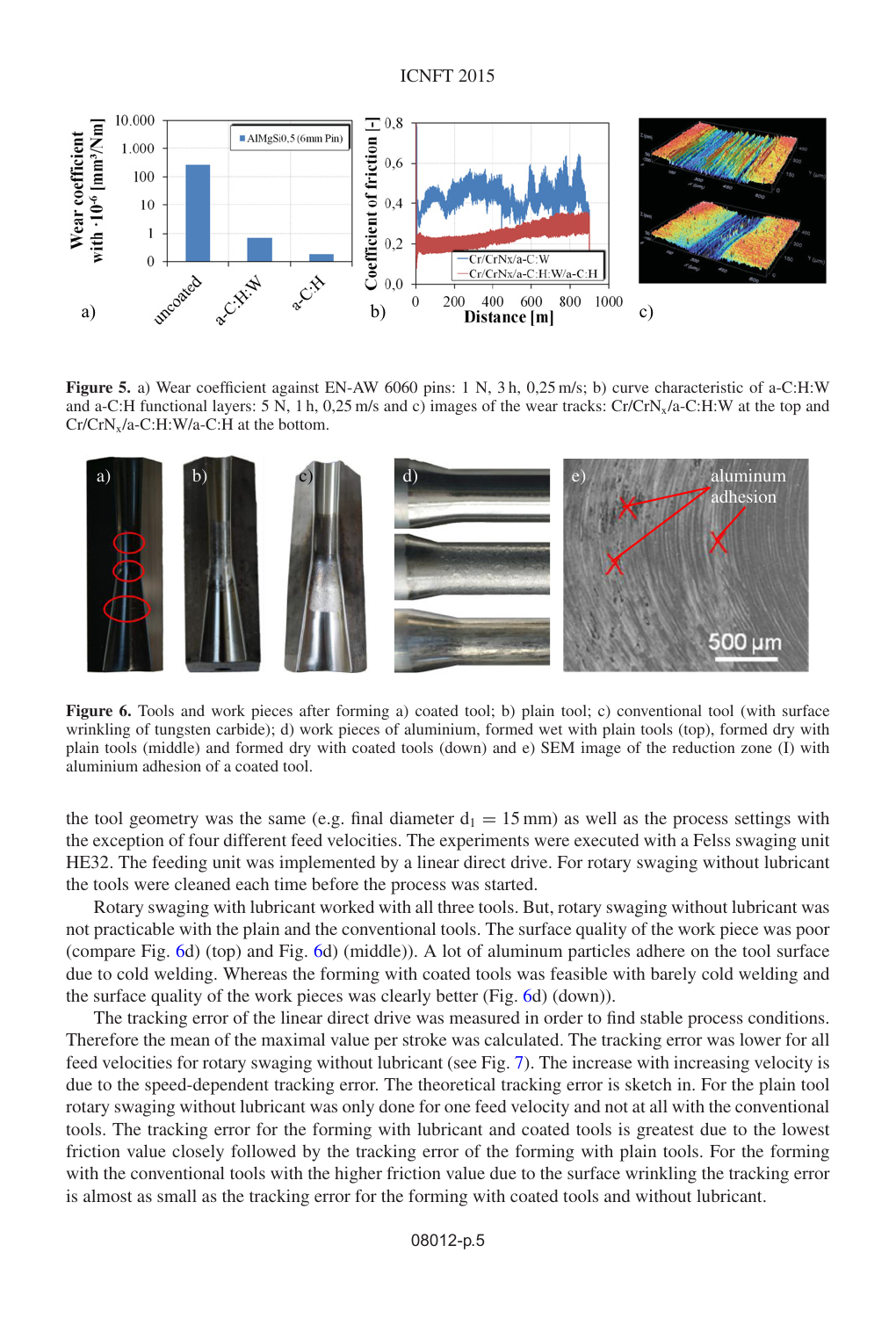Wear coefficient with $\cdot 10^{-6}$ [mm³/Nm]

10.000
1.000
100
10
1
0

AlMgSi0,5 (6mm Pin)

uncoated
a-C:H:W
a-C:H

a)

Coefficient of friction [-]

0,8
0,6
0,4
0,2
0,0

0 200 400 600 800 1000

Distance [m]

Cr/CrNx/a-C:W
Cr/CrNx/a-C:H:W/a-C:H

b)

c)

**Figure 5.** a) Wear coefficient against EN-AW 6060 pins: 1 N, 3 h, 0,25 m/s; b) curve characteristic of a-C:H:W and a-C:H functional layers: 5 N, 1 h, 0,25 m/s and c) images of the wear tracks: Cr/$CrN_x$/a-C:H:W at the top and Cr/$CrN_x$/a-C:H:W/a-C:H at the bottom.

a) b) c) d) e)

aluminum adhesion

500 µm

**Figure 6.** Tools and work pieces after forming a) coated tool; b) plain tool; c) conventional tool (with surface wrinkling of tungsten carbide); d) work pieces of aluminium, formed wet with plain tools (top), formed dry with plain tools (middle) and formed dry with coated tools (down) and e) SEM image of the reduction zone (I) with aluminium adhesion of a coated tool.

the tool geometry was the same (e.g. final diameter $d_1 = 15$ mm) as well as the process settings with the exception of four different feed velocities. The experiments were executed with a Felss swaging unit HE32. The feeding unit was implemented by a linear direct drive. For rotary swaging without lubricant the tools were cleaned each time before the process was started.

Rotary swaging with lubricant worked with all three tools. But, rotary swaging without lubricant was not practicable with the plain and the conventional tools. The surface quality of the work piece was poor (compare Fig. 6d) (top) and Fig. 6d) (middle)). A lot of aluminum particles adhere on the tool surface due to cold welding. Whereas the forming with coated tools was feasible with barely cold welding and the surface quality of the work pieces was clearly better (Fig. 6d) (down)).

The tracking error of the linear direct drive was measured in order to find stable process conditions. Therefore the mean of the maximal value per stroke was calculated. The tracking error was lower for all feed velocities for rotary swaging without lubricant (see Fig. 7). The increase with increasing velocity is due to the speed-dependent tracking error. The theoretical tracking error is sketch in. For the plain tool rotary swaging without lubricant was only done for one feed velocity and not at all with the conventional tools. The tracking error for the forming with lubricant and coated tools is greatest due to the lowest friction value closely followed by the tracking error of the forming with plain tools. For the forming with the conventional tools with the higher friction value due to the surface wrinkling the tracking error is almost as small as the tracking error for the forming with coated tools and without lubricant.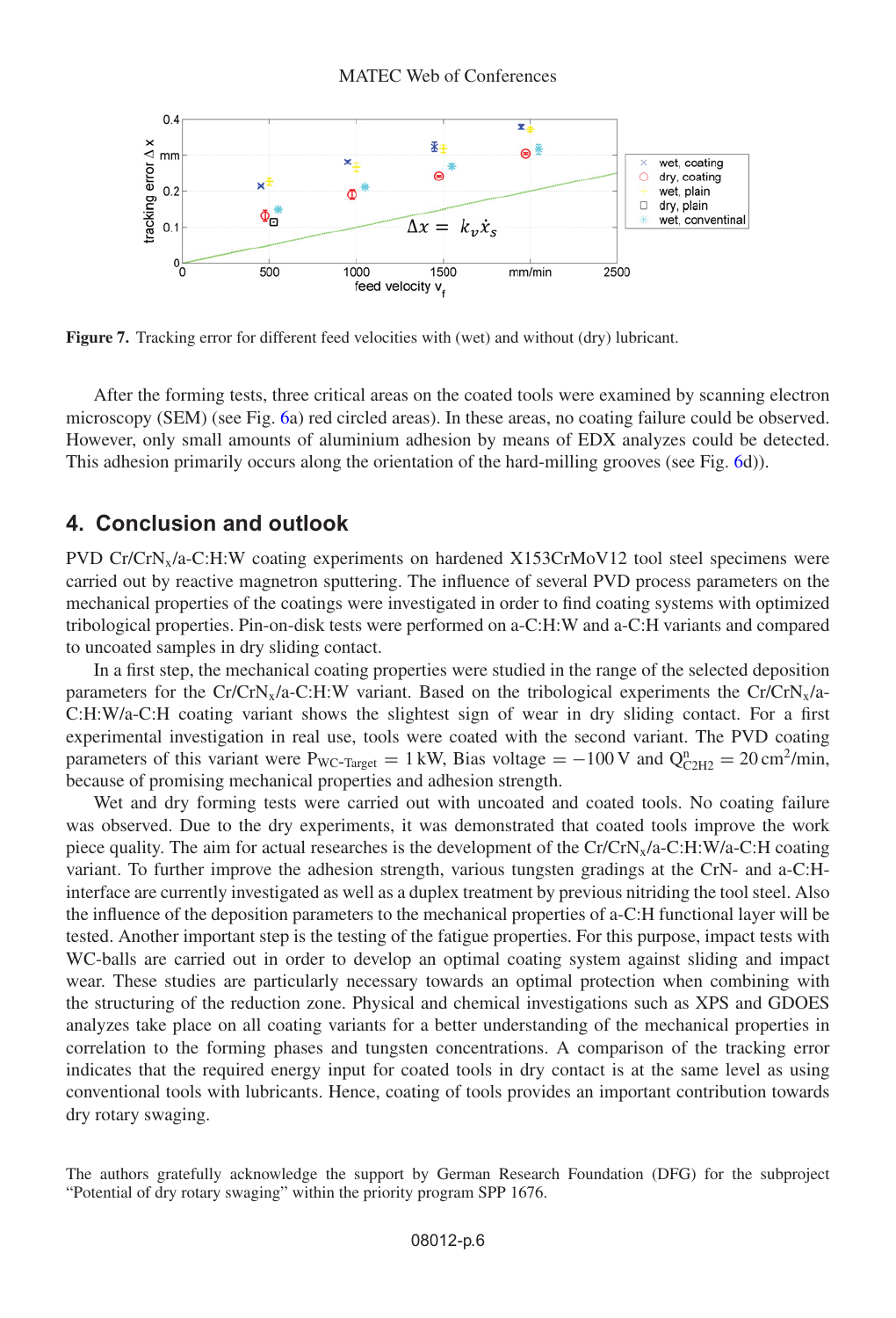**Figure 7.** Tracking error for different feed velocities with (wet) and without (dry) lubricant.

After the forming tests, three critical areas on the coated tools were examined by scanning electron microscopy (SEM) (see Fig. 6a) red circled areas). In these areas, no coating failure could be observed. However, only small amounts of aluminium adhesion by means of EDX analyzes could be detected. This adhesion primarily occurs along the orientation of the hard-milling grooves (see Fig. 6d)).

## 4. Conclusion and outlook

PVD $Cr/CrN_x$/a-C:H:W coating experiments on hardened X153CrMoV12 tool steel specimens were carried out by reactive magnetron sputtering. The influence of several PVD process parameters on the mechanical properties of the coatings were investigated in order to find coating systems with optimized tribological properties. Pin-on-disk tests were performed on a-C:H:W and a-C:H variants and compared to uncoated samples in dry sliding contact.

In a first step, the mechanical coating properties were studied in the range of the selected deposition parameters for the $Cr/CrN_x$/a-C:H:W variant. Based on the tribological experiments the $Cr/CrN_x$/a-C:H:W/a-C:H coating variant shows the slightest sign of wear in dry sliding contact. For a first experimental investigation in real use, tools were coated with the second variant. The PVD coating parameters of this variant were $P_{WC\text{-}Target} = 1\,\text{kW}$, Bias voltage $= -100\,\text{V}$ and $Q^{n}_{C2H2} = 20\,\text{cm}^2/\text{min}$, because of promising mechanical properties and adhesion strength.

Wet and dry forming tests were carried out with uncoated and coated tools. No coating failure was observed. Due to the dry experiments, it was demonstrated that coated tools improve the work piece quality. The aim for actual researches is the development of the $Cr/CrN_x$/a-C:H:W/a-C:H coating variant. To further improve the adhesion strength, various tungsten gradings at the CrN- and a-C:H-interface are currently investigated as well as a duplex treatment by previous nitriding the tool steel. Also the influence of the deposition parameters to the mechanical properties of a-C:H functional layer will be tested. Another important step is the testing of the fatigue properties. For this purpose, impact tests with WC-balls are carried out in order to develop an optimal coating system against sliding and impact wear. These studies are particularly necessary towards an optimal protection when combining with the structuring of the reduction zone. Physical and chemical investigations such as XPS and GDOES analyzes take place on all coating variants for a better understanding of the mechanical properties in correlation to the forming phases and tungsten concentrations. A comparison of the tracking error indicates that the required energy input for coated tools in dry contact is at the same level as using conventional tools with lubricants. Hence, coating of tools provides an important contribution towards dry rotary swaging.

The authors gratefully acknowledge the support by German Research Foundation (DFG) for the subproject "Potential of dry rotary swaging" within the priority program SPP 1676.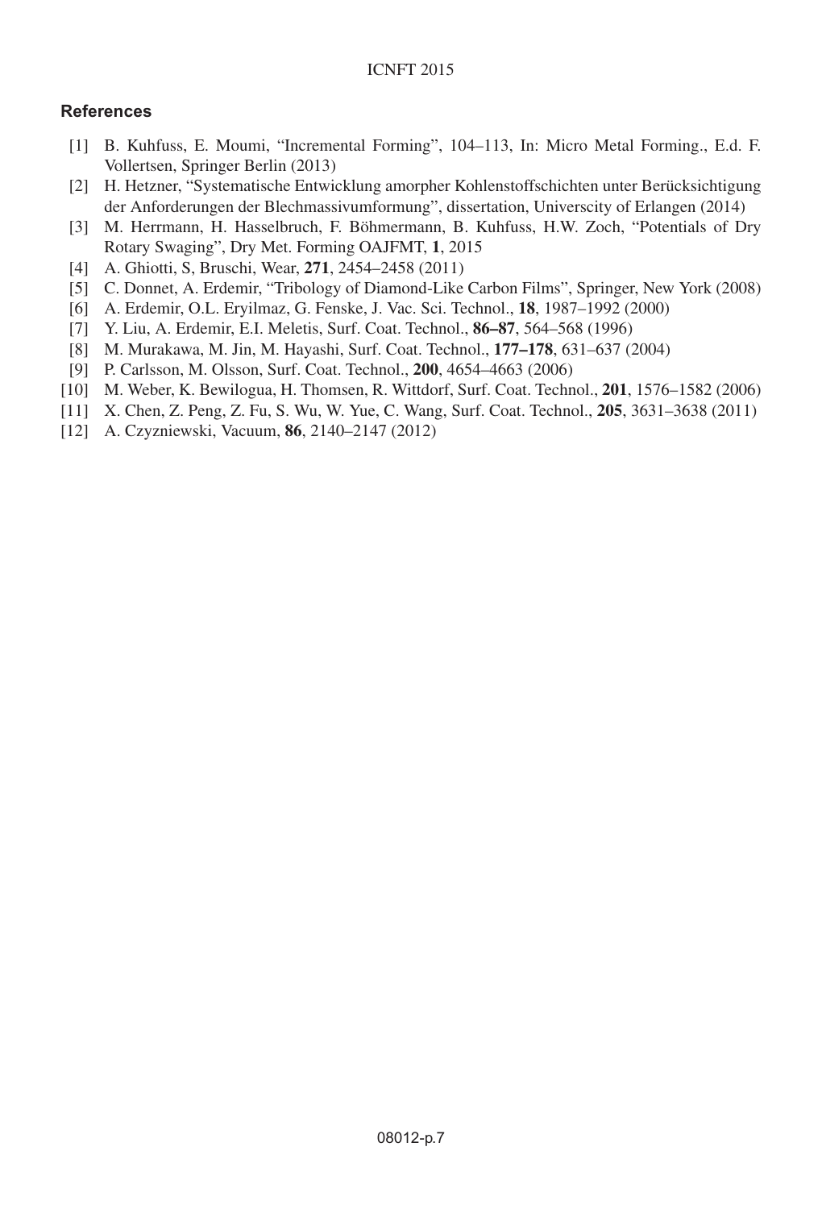## References

[1] B. Kuhfuss, E. Moumi, "Incremental Forming", 104–113, In: Micro Metal Forming., E.d. F. Vollertsen, Springer Berlin (2013)

[2] H. Hetzner, "Systematische Entwicklung amorpher Kohlenstoffschichten unter Berücksichtigung der Anforderungen der Blechmassivumformung", dissertation, Universcity of Erlangen (2014)

[3] M. Herrmann, H. Hasselbruch, F. Böhmermann, B. Kuhfuss, H.W. Zoch, "Potentials of Dry Rotary Swaging", Dry Met. Forming OAJFMT, **1**, 2015

[4] A. Ghiotti, S, Bruschi, Wear, **271**, 2454–2458 (2011)

[5] C. Donnet, A. Erdemir, "Tribology of Diamond-Like Carbon Films", Springer, New York (2008)

[6] A. Erdemir, O.L. Eryilmaz, G. Fenske, J. Vac. Sci. Technol., **18**, 1987–1992 (2000)

[7] Y. Liu, A. Erdemir, E.I. Meletis, Surf. Coat. Technol., **86–87**, 564–568 (1996)

[8] M. Murakawa, M. Jin, M. Hayashi, Surf. Coat. Technol., **177–178**, 631–637 (2004)

[9] P. Carlsson, M. Olsson, Surf. Coat. Technol., **200**, 4654–4663 (2006)

[10] M. Weber, K. Bewilogua, H. Thomsen, R. Wittdorf, Surf. Coat. Technol., **201**, 1576–1582 (2006)

[11] X. Chen, Z. Peng, Z. Fu, S. Wu, W. Yue, C. Wang, Surf. Coat. Technol., **205**, 3631–3638 (2011)

[12] A. Czyzniewski, Vacuum, **86**, 2140–2147 (2012)